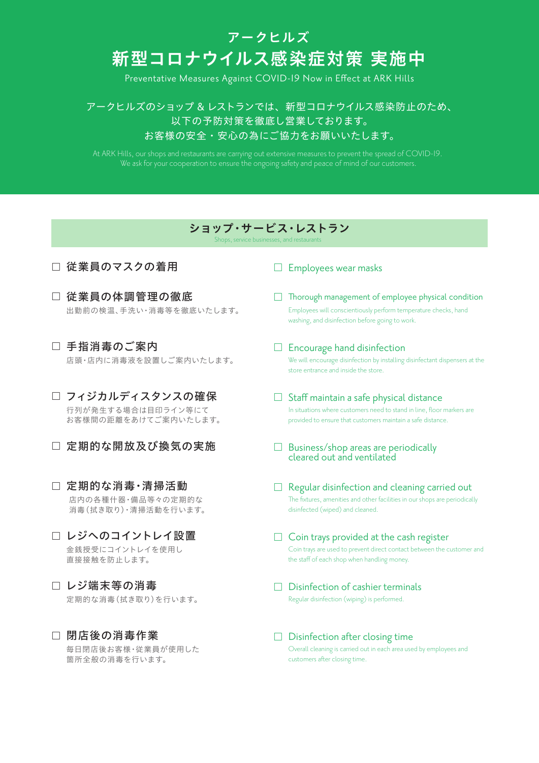# アークヒルズ
# 新型コロナウイルス感染症対策 実施中

Preventative Measures Against COVID-19 Now in Effect at ARK Hills

アークヒルズのショップ & レストランでは、新型コロナウイルス感染防止のため、
以下の予防対策を徹底し営業しております。
お客様の安全・安心の為にご協力をお願いいたします。

At ARK Hills, our shops and restaurants are carrying out extensive measures to prevent the spread of COVID-19.
We ask for your cooperation to ensure the ongoing safety and peace of mind of our customers.

## ショップ・サービス・レストラン

Shops, service businesses, and restaurants

- ☐ **従業員のマスクの着用**

- ☐ **Employees wear masks**

- ☐ **従業員の体調管理の徹底**
  出勤前の検温、手洗い・消毒等を徹底いたします。

- ☐ **Thorough management of employee physical condition**
  Employees will conscientiously perform temperature checks, hand washing, and disinfection before going to work.

- ☐ **手指消毒のご案内**
  店頭・店内に消毒液を設置しご案内いたします。

- ☐ **Encourage hand disinfection**
  We will encourage disinfection by installing disinfectant dispensers at the store entrance and inside the store.

- ☐ **フィジカルディスタンスの確保**
  行列が発生する場合は目印ライン等にて
  お客様間の距離をあけてご案内いたします。

- ☐ **Staff maintain a safe physical distance**
  In situations where customers need to stand in line, floor markers are provided to ensure that customers maintain a safe distance.

- ☐ **定期的な開放及び換気の実施**

- ☐ **Business/shop areas are periodically cleared out and ventilated**

- ☐ **定期的な消毒・清掃活動**
  店内の各種什器・備品等々の定期的な
  消毒（拭き取り）・清掃活動を行います。

- ☐ **Regular disinfection and cleaning carried out**
  The fixtures, amenities and other facilities in our shops are periodically disinfected (wiped) and cleaned.

- ☐ **レジへのコイントレイ設置**
  金銭授受にコイントレイを使用し
  直接接触を防止します。

- ☐ **Coin trays provided at the cash register**
  Coin trays are used to prevent direct contact between the customer and the staff of each shop when handling money.

- ☐ **レジ端末等の消毒**
  定期的な消毒（拭き取り）を行います。

- ☐ **Disinfection of cashier terminals**
  Regular disinfection (wiping) is performed.

- ☐ **閉店後の消毒作業**
  毎日閉店後お客様・従業員が使用した
  箇所全般の消毒を行います。

- ☐ **Disinfection after closing time**
  Overall cleaning is carried out in each area used by employees and customers after closing time.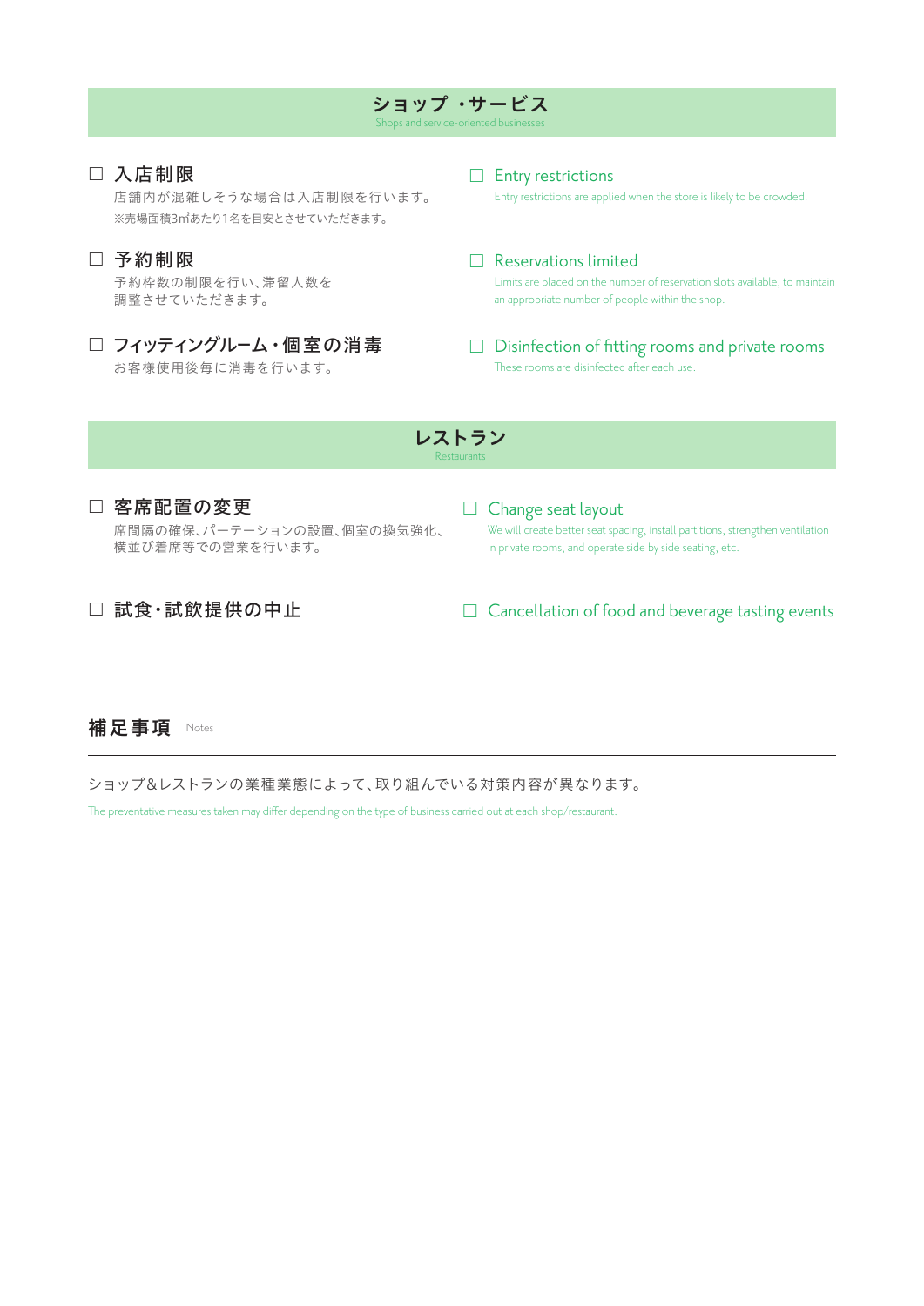## ショップ・サービス
Shops and service-oriented businesses

☐ 入店制限
店舗内が混雑しそうな場合は入店制限を行います。
※売場面積3㎡あたり1名を目安とさせていただきます。

☐ Entry restrictions
Entry restrictions are applied when the store is likely to be crowded.

☐ 予約制限
予約枠数の制限を行い、滞留人数を調整させていただきます。

☐ Reservations limited
Limits are placed on the number of reservation slots available, to maintain an appropriate number of people within the shop.

☐ フィッティングルーム・個室の消毒
お客様使用後毎に消毒を行います。

☐ Disinfection of fitting rooms and private rooms
These rooms are disinfected after each use.

## レストラン
Restaurants

☐ 客席配置の変更
席間隔の確保、パーテーションの設置、個室の換気強化、横並び着席等での営業を行います。

☐ Change seat layout
We will create better seat spacing, install partitions, strengthen ventilation in private rooms, and operate side by side seating, etc.

☐ 試食・試飲提供の中止

☐ Cancellation of food and beverage tasting events

## 補足事項 Notes

ショップ&レストランの業種業態によって、取り組んでいる対策内容が異なります。

The preventative measures taken may differ depending on the type of business carried out at each shop/restaurant.